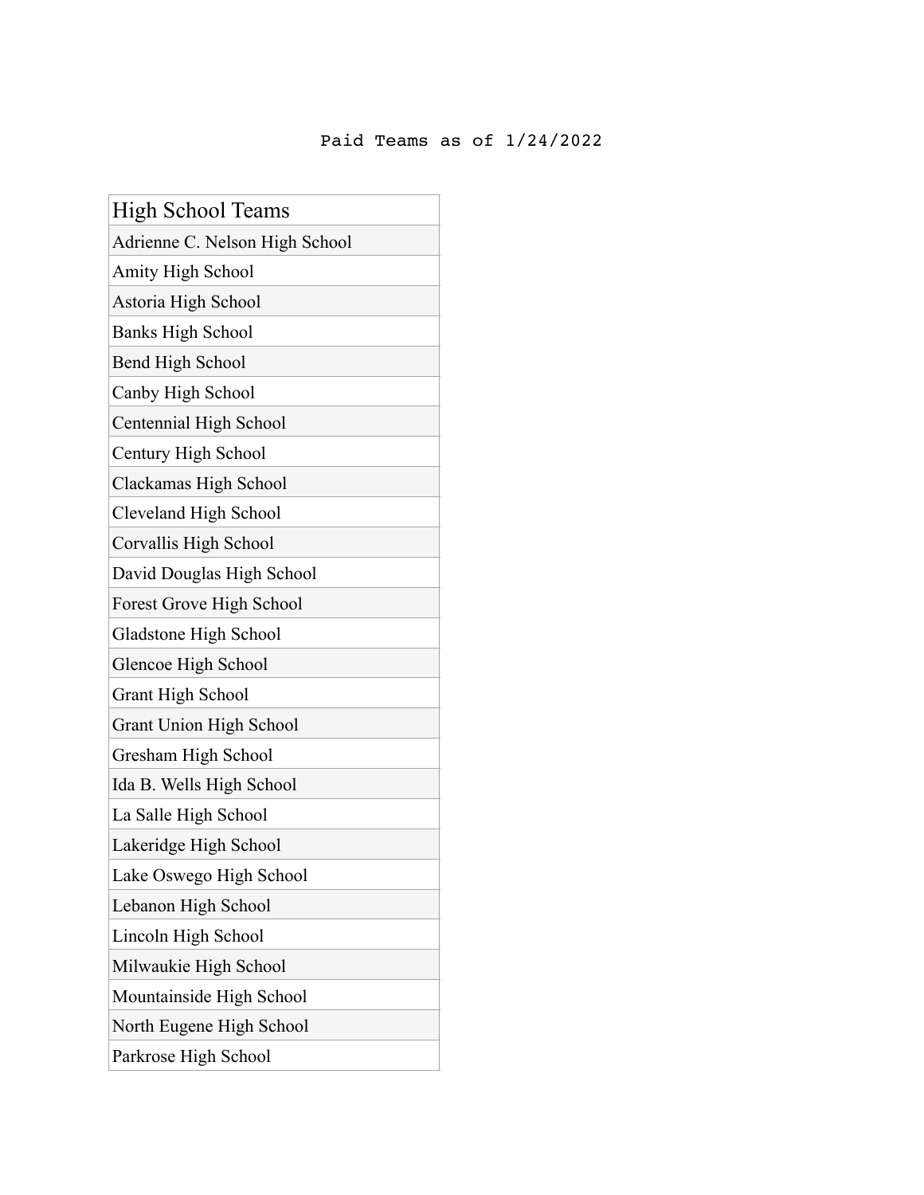Paid Teams as of 1/24/2022

| High School Teams |
|---|
| Adrienne C. Nelson High School |
| Amity High School |
| Astoria High School |
| Banks High School |
| Bend High School |
| Canby High School |
| Centennial High School |
| Century High School |
| Clackamas High School |
| Cleveland High School |
| Corvallis High School |
| David Douglas High School |
| Forest Grove High School |
| Gladstone High School |
| Glencoe High School |
| Grant High School |
| Grant Union High School |
| Gresham High School |
| Ida B. Wells High School |
| La Salle High School |
| Lakeridge High School |
| Lake Oswego High School |
| Lebanon High School |
| Lincoln High School |
| Milwaukie High School |
| Mountainside High School |
| North Eugene High School |
| Parkrose High School |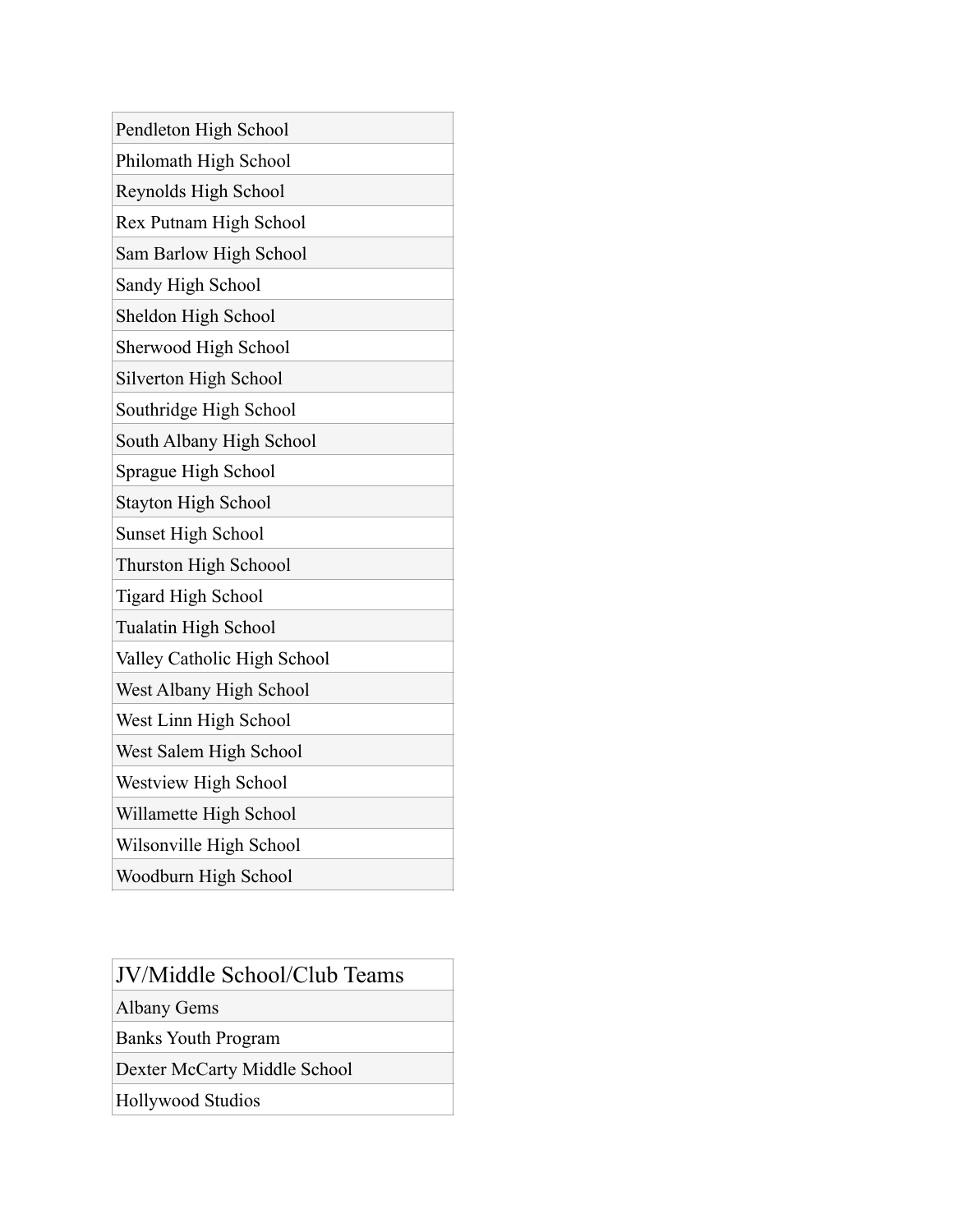| Pendleton High School |
|---|
| Philomath High School |
| Reynolds High School |
| Rex Putnam High School |
| Sam Barlow High School |
| Sandy High School |
| Sheldon High School |
| Sherwood High School |
| Silverton High School |
| Southridge High School |
| South Albany High School |
| Sprague High School |
| Stayton High School |
| Sunset High School |
| Thurston High Schoool |
| Tigard High School |
| Tualatin High School |
| Valley Catholic High School |
| West Albany High School |
| West Linn High School |
| West Salem High School |
| Westview High School |
| Willamette High School |
| Wilsonville High School |
| Woodburn High School |

| JV/Middle School/Club Teams |
|---|
| Albany Gems |
| Banks Youth Program |
| Dexter McCarty Middle School |
| Hollywood Studios |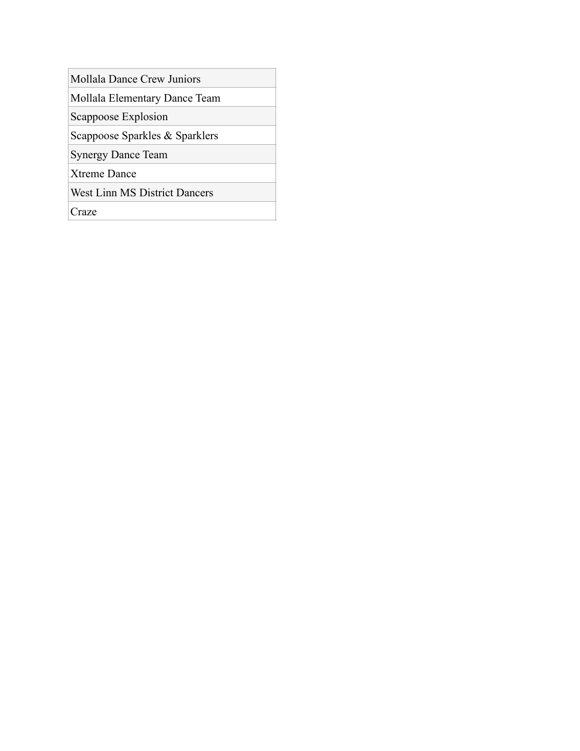| |
|---|
| Mollala Dance Crew Juniors |
| Mollala Elementary Dance Team |
| Scappoose Explosion |
| Scappoose Sparkles & Sparklers |
| Synergy Dance Team |
| Xtreme Dance |
| West Linn MS District Dancers |
| Craze |